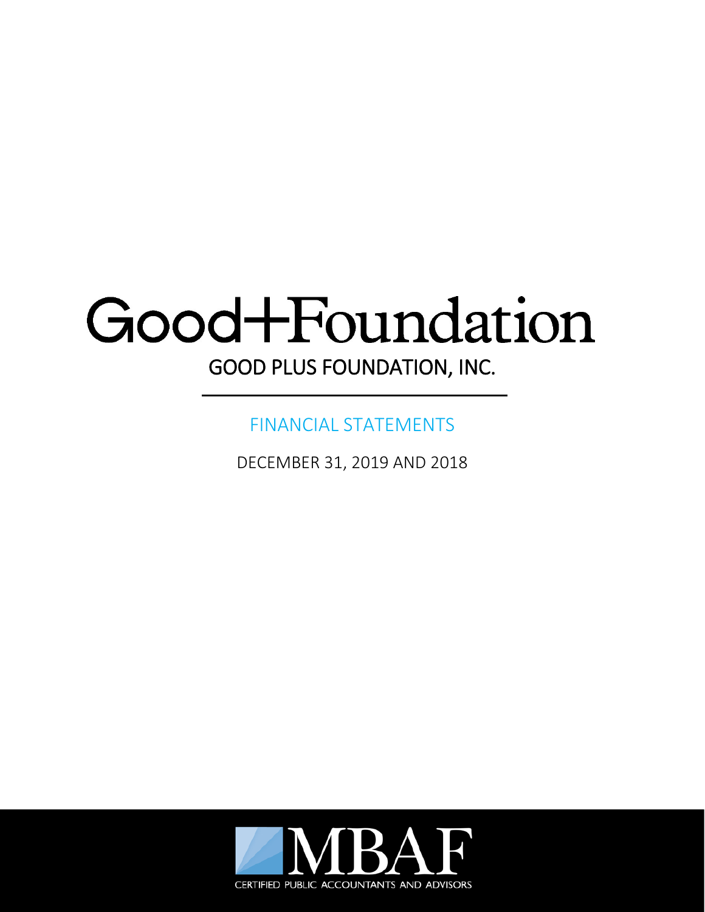# Good+Foundation

## GOOD PLUS FOUNDATION, INC.

FINANCIAL STATEMENTS

DECEMBER 31, 2019 AND 2018

MBAF

CERTIFIED PUBLIC ACCOUNTANTS AND ADVISORS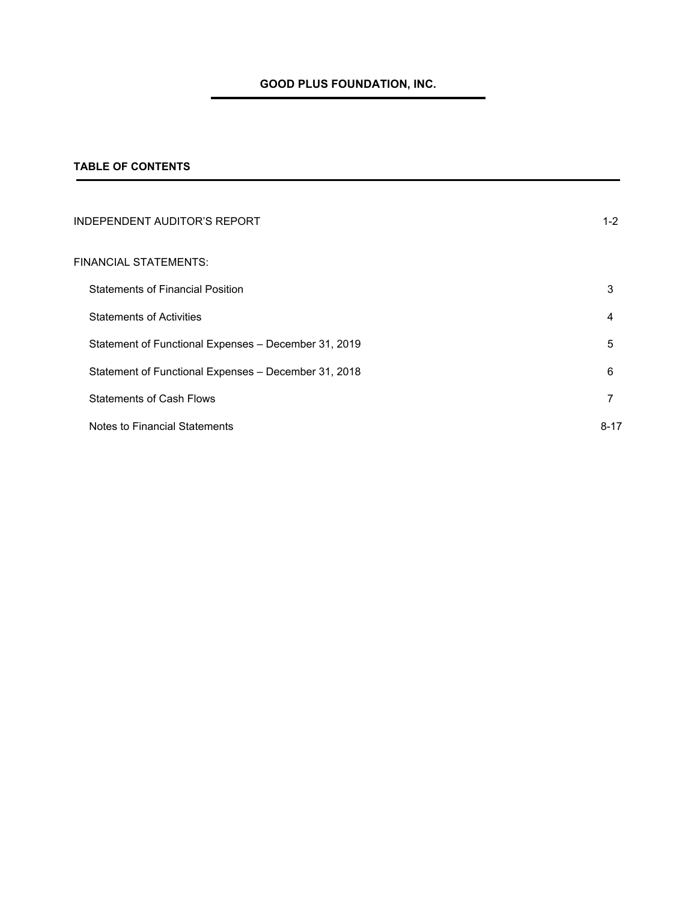# GOOD PLUS FOUNDATION, INC.

## TABLE OF CONTENTS

| | |
|---|---|
| INDEPENDENT AUDITOR'S REPORT | 1-2 |
| FINANCIAL STATEMENTS: | |
| Statements of Financial Position | 3 |
| Statements of Activities | 4 |
| Statement of Functional Expenses – December 31, 2019 | 5 |
| Statement of Functional Expenses – December 31, 2018 | 6 |
| Statements of Cash Flows | 7 |
| Notes to Financial Statements | 8-17 |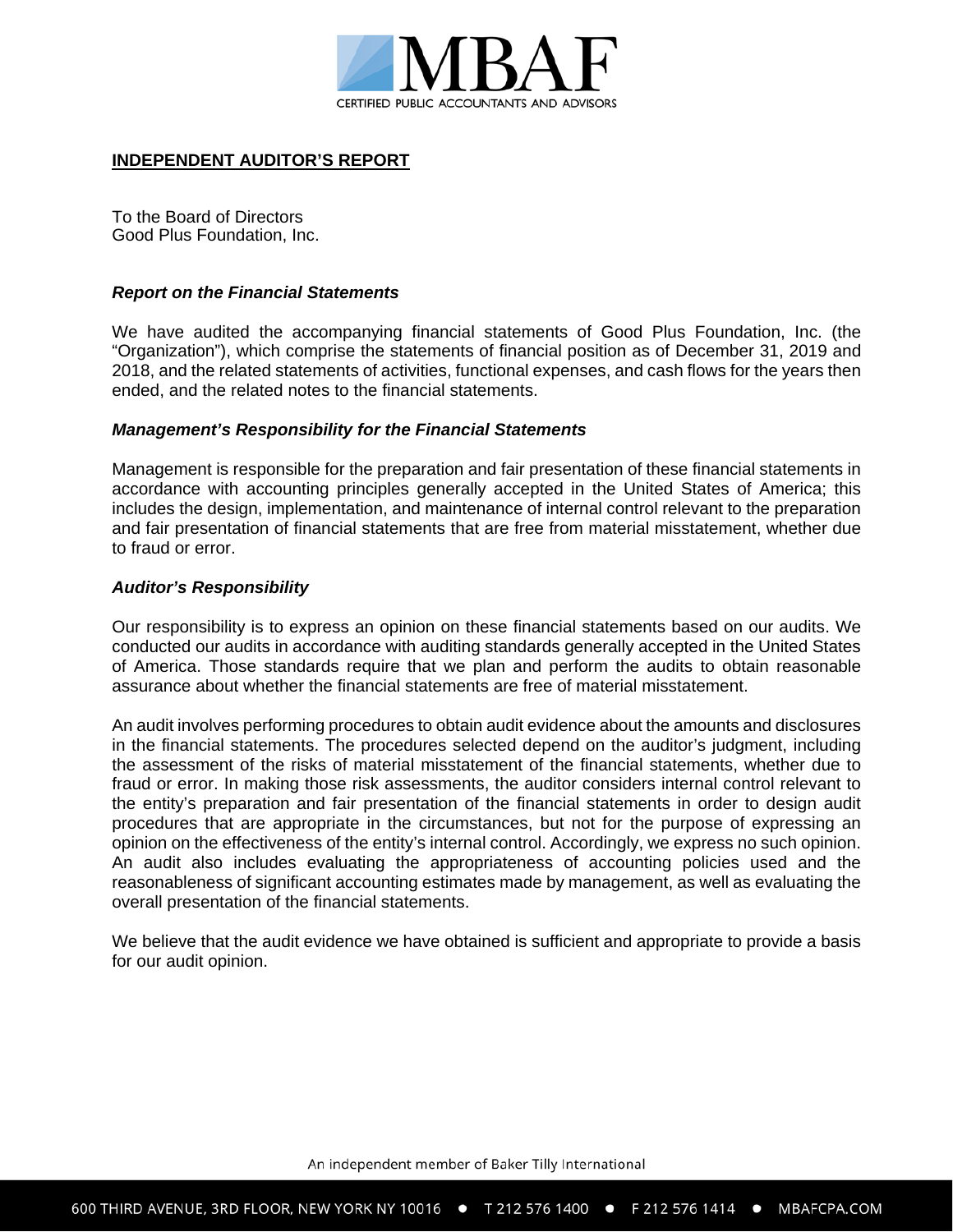MBAF

CERTIFIED PUBLIC ACCOUNTANTS AND ADVISORS

## INDEPENDENT AUDITOR'S REPORT

To the Board of Directors
Good Plus Foundation, Inc.

### *Report on the Financial Statements*

We have audited the accompanying financial statements of Good Plus Foundation, Inc. (the "Organization"), which comprise the statements of financial position as of December 31, 2019 and 2018, and the related statements of activities, functional expenses, and cash flows for the years then ended, and the related notes to the financial statements.

### *Management's Responsibility for the Financial Statements*

Management is responsible for the preparation and fair presentation of these financial statements in accordance with accounting principles generally accepted in the United States of America; this includes the design, implementation, and maintenance of internal control relevant to the preparation and fair presentation of financial statements that are free from material misstatement, whether due to fraud or error.

### *Auditor's Responsibility*

Our responsibility is to express an opinion on these financial statements based on our audits. We conducted our audits in accordance with auditing standards generally accepted in the United States of America. Those standards require that we plan and perform the audits to obtain reasonable assurance about whether the financial statements are free of material misstatement.

An audit involves performing procedures to obtain audit evidence about the amounts and disclosures in the financial statements. The procedures selected depend on the auditor's judgment, including the assessment of the risks of material misstatement of the financial statements, whether due to fraud or error. In making those risk assessments, the auditor considers internal control relevant to the entity's preparation and fair presentation of the financial statements in order to design audit procedures that are appropriate in the circumstances, but not for the purpose of expressing an opinion on the effectiveness of the entity's internal control. Accordingly, we express no such opinion. An audit also includes evaluating the appropriateness of accounting policies used and the reasonableness of significant accounting estimates made by management, as well as evaluating the overall presentation of the financial statements.

We believe that the audit evidence we have obtained is sufficient and appropriate to provide a basis for our audit opinion.

An independent member of Baker Tilly International

600 THIRD AVENUE, 3RD FLOOR, NEW YORK NY 10016 • T 212 576 1400 • F 212 576 1414 • MBAFCPA.COM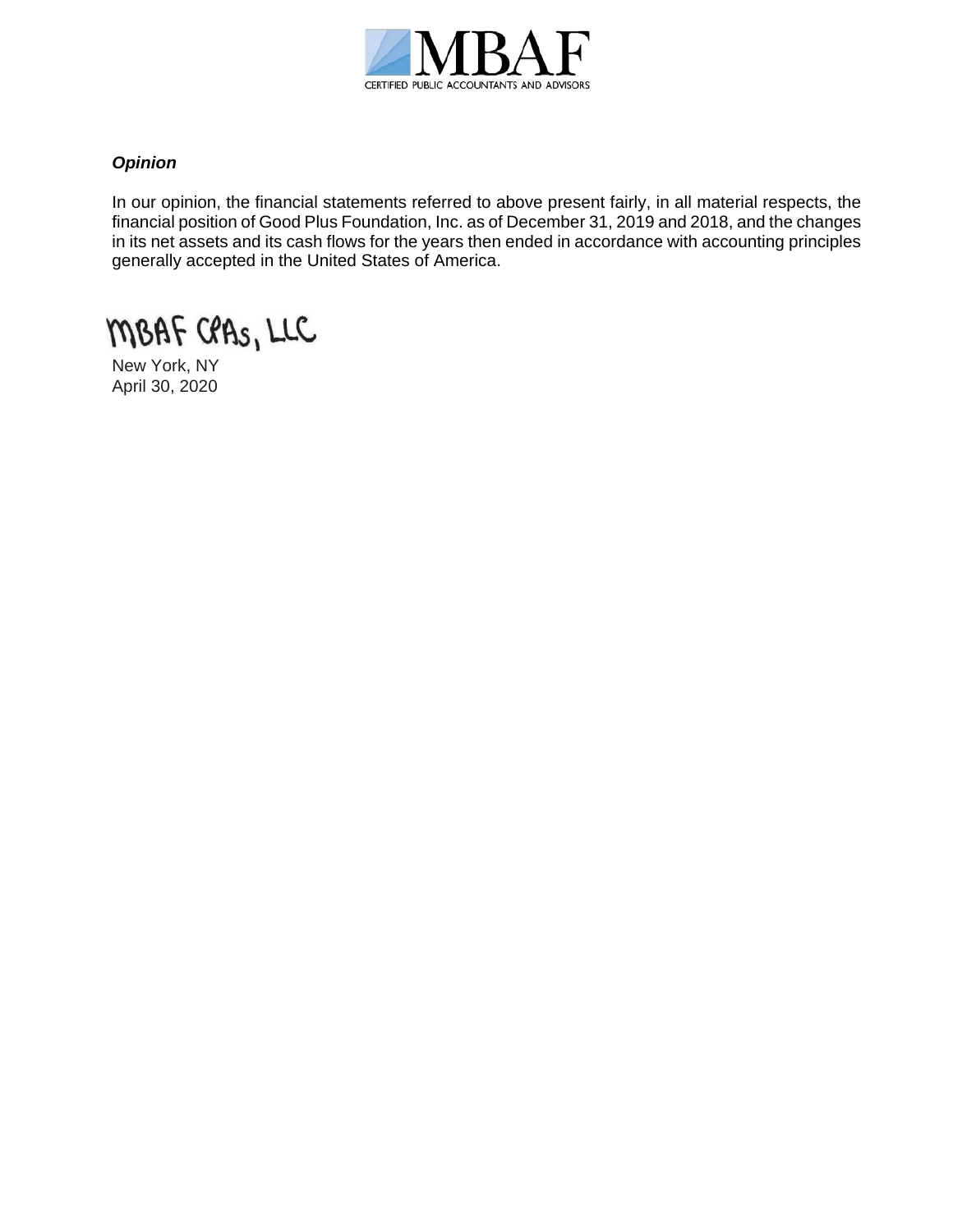### *Opinion*

In our opinion, the financial statements referred to above present fairly, in all material respects, the financial position of Good Plus Foundation, Inc. as of December 31, 2019 and 2018, and the changes in its net assets and its cash flows for the years then ended in accordance with accounting principles generally accepted in the United States of America.

MBAF CPAs, LLC

New York, NY
April 30, 2020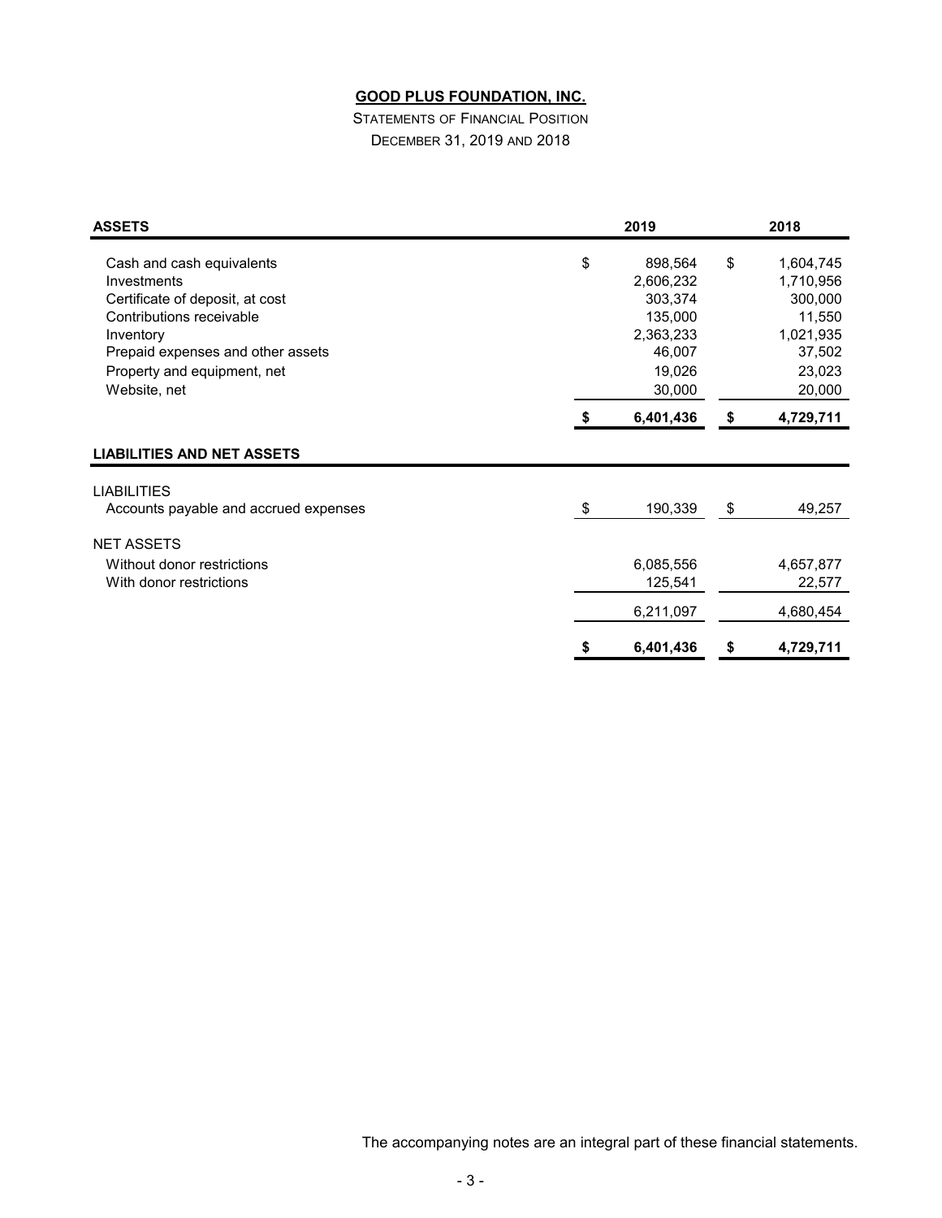**GOOD PLUS FOUNDATION, INC.**

STATEMENTS OF FINANCIAL POSITION

DECEMBER 31, 2019 AND 2018

| ASSETS | 2019 | 2018 |
|---|---|---|
| Cash and cash equivalents | $ 898,564 | $ 1,604,745 |
| Investments | 2,606,232 | 1,710,956 |
| Certificate of deposit, at cost | 303,374 | 300,000 |
| Contributions receivable | 135,000 | 11,550 |
| Inventory | 2,363,233 | 1,021,935 |
| Prepaid expenses and other assets | 46,007 | 37,502 |
| Property and equipment, net | 19,026 | 23,023 |
| Website, net | 30,000 | 20,000 |
| | **$ 6,401,436** | **$ 4,729,711** |
| **LIABILITIES AND NET ASSETS** | | |
| LIABILITIES | | |
| Accounts payable and accrued expenses | $ 190,339 | $ 49,257 |
| NET ASSETS | | |
| Without donor restrictions | 6,085,556 | 4,657,877 |
| With donor restrictions | 125,541 | 22,577 |
| | 6,211,097 | 4,680,454 |
| | **$ 6,401,436** | **$ 4,729,711** |

The accompanying notes are an integral part of these financial statements.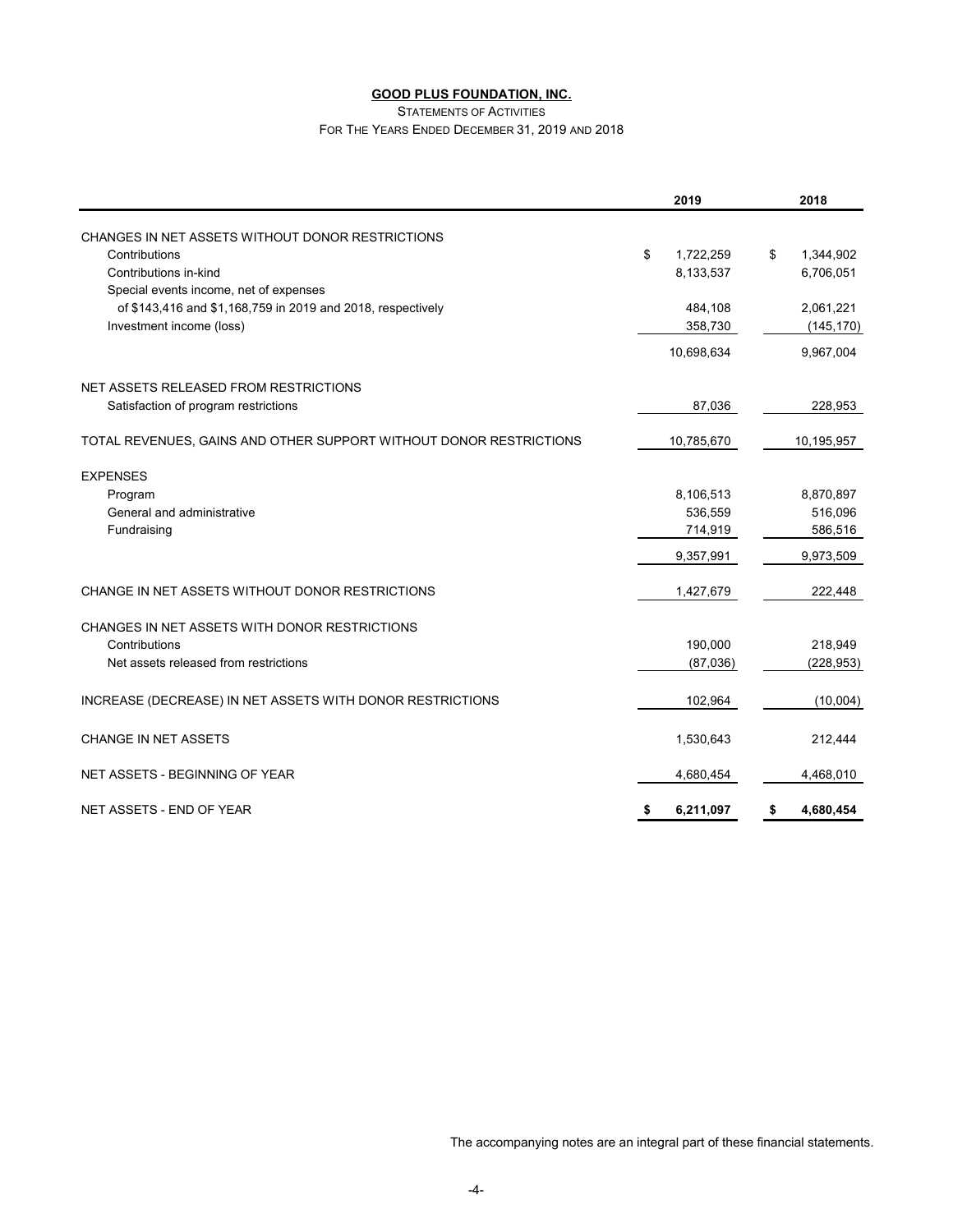# GOOD PLUS FOUNDATION, INC.

STATEMENTS OF ACTIVITIES

FOR THE YEARS ENDED DECEMBER 31, 2019 AND 2018

| | 2019 | 2018 |
|---|---|---|
| CHANGES IN NET ASSETS WITHOUT DONOR RESTRICTIONS | | |
| Contributions | $ 1,722,259 | $ 1,344,902 |
| Contributions in-kind | 8,133,537 | 6,706,051 |
| Special events income, net of expenses of $143,416 and $1,168,759 in 2019 and 2018, respectively | 484,108 | 2,061,221 |
| Investment income (loss) | 358,730 | (145,170) |
| | 10,698,634 | 9,967,004 |
| NET ASSETS RELEASED FROM RESTRICTIONS | | |
| Satisfaction of program restrictions | 87,036 | 228,953 |
| TOTAL REVENUES, GAINS AND OTHER SUPPORT WITHOUT DONOR RESTRICTIONS | 10,785,670 | 10,195,957 |
| EXPENSES | | |
| Program | 8,106,513 | 8,870,897 |
| General and administrative | 536,559 | 516,096 |
| Fundraising | 714,919 | 586,516 |
| | 9,357,991 | 9,973,509 |
| CHANGE IN NET ASSETS WITHOUT DONOR RESTRICTIONS | 1,427,679 | 222,448 |
| CHANGES IN NET ASSETS WITH DONOR RESTRICTIONS | | |
| Contributions | 190,000 | 218,949 |
| Net assets released from restrictions | (87,036) | (228,953) |
| INCREASE (DECREASE) IN NET ASSETS WITH DONOR RESTRICTIONS | 102,964 | (10,004) |
| CHANGE IN NET ASSETS | 1,530,643 | 212,444 |
| NET ASSETS - BEGINNING OF YEAR | 4,680,454 | 4,468,010 |
| NET ASSETS - END OF YEAR | **$ 6,211,097** | **$ 4,680,454** |

The accompanying notes are an integral part of these financial statements.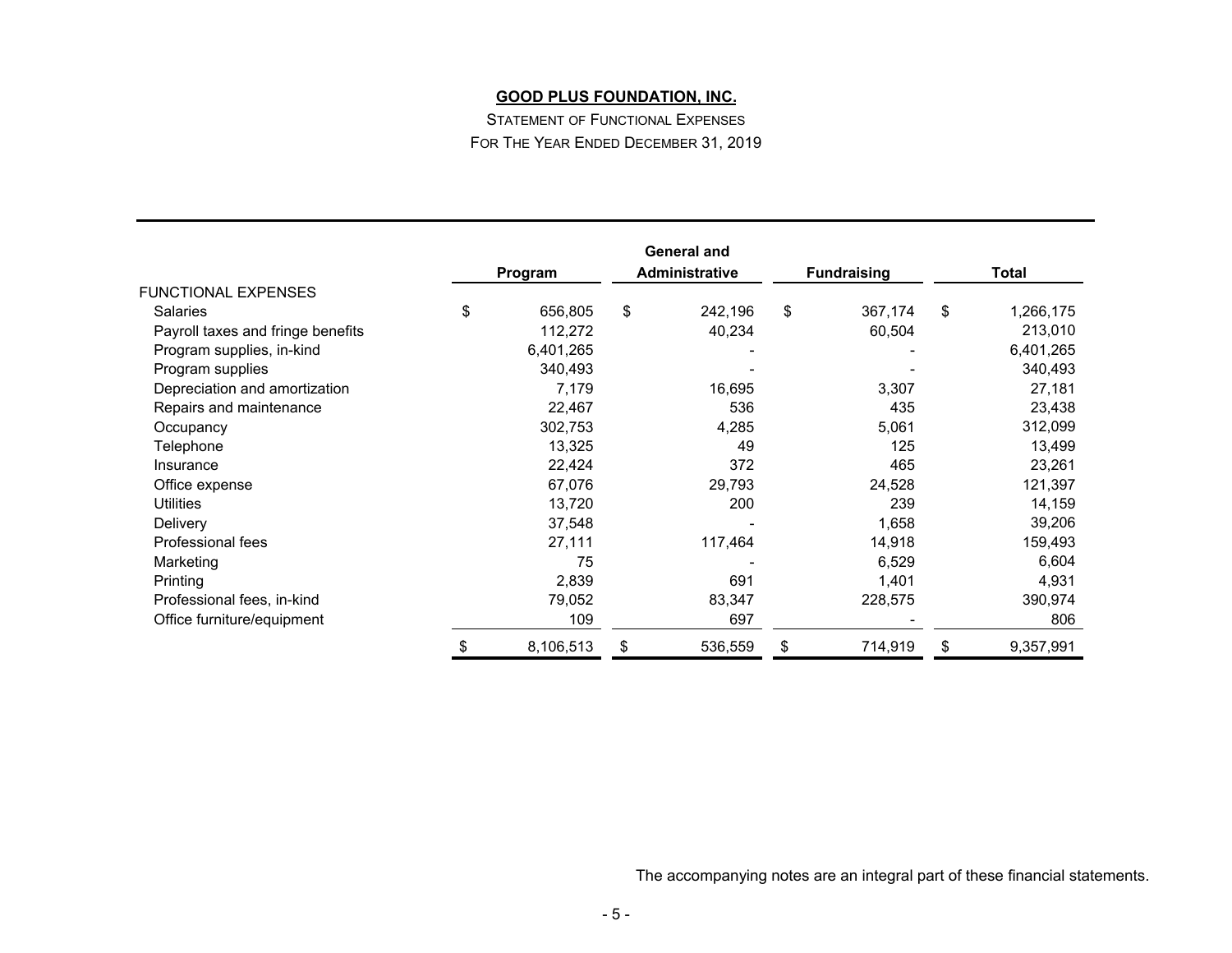# GOOD PLUS FOUNDATION, INC.

STATEMENT OF FUNCTIONAL EXPENSES

FOR THE YEAR ENDED DECEMBER 31, 2019

| | Program | General and Administrative | Fundraising | Total |
|---|---|---|---|---|
| FUNCTIONAL EXPENSES | | | | |
| Salaries | $ 656,805 | $ 242,196 | $ 367,174 | $ 1,266,175 |
| Payroll taxes and fringe benefits | 112,272 | 40,234 | 60,504 | 213,010 |
| Program supplies, in-kind | 6,401,265 | - | - | 6,401,265 |
| Program supplies | 340,493 | - | - | 340,493 |
| Depreciation and amortization | 7,179 | 16,695 | 3,307 | 27,181 |
| Repairs and maintenance | 22,467 | 536 | 435 | 23,438 |
| Occupancy | 302,753 | 4,285 | 5,061 | 312,099 |
| Telephone | 13,325 | 49 | 125 | 13,499 |
| Insurance | 22,424 | 372 | 465 | 23,261 |
| Office expense | 67,076 | 29,793 | 24,528 | 121,397 |
| Utilities | 13,720 | 200 | 239 | 14,159 |
| Delivery | 37,548 | - | 1,658 | 39,206 |
| Professional fees | 27,111 | 117,464 | 14,918 | 159,493 |
| Marketing | 75 | - | 6,529 | 6,604 |
| Printing | 2,839 | 691 | 1,401 | 4,931 |
| Professional fees, in-kind | 79,052 | 83,347 | 228,575 | 390,974 |
| Office furniture/equipment | 109 | 697 | - | 806 |
| | $ 8,106,513 | $ 536,559 | $ 714,919 | $ 9,357,991 |

The accompanying notes are an integral part of these financial statements.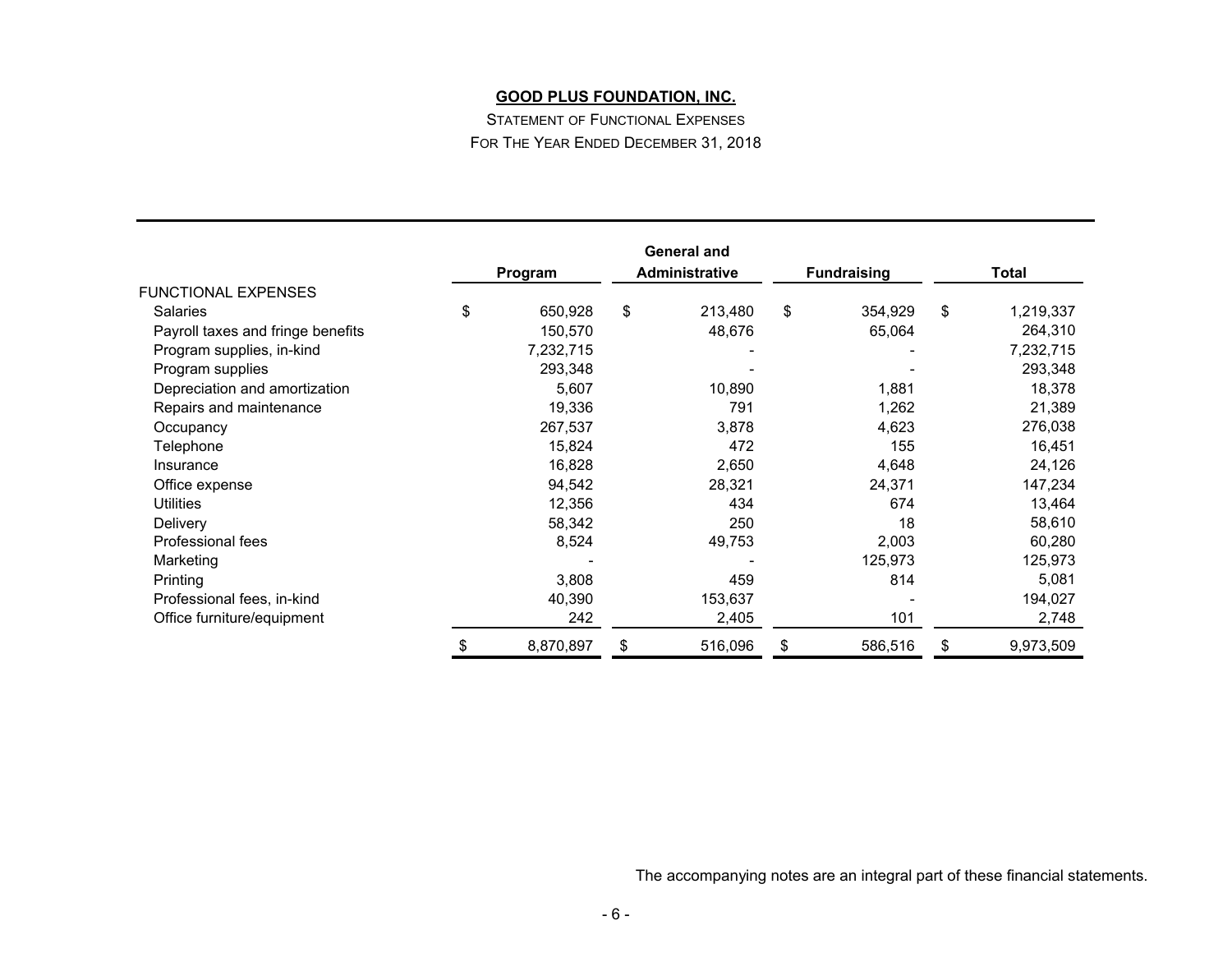**GOOD PLUS FOUNDATION, INC.**

STATEMENT OF FUNCTIONAL EXPENSES

FOR THE YEAR ENDED DECEMBER 31, 2018

| | Program | General and Administrative | Fundraising | Total |
|---|---|---|---|---|
| FUNCTIONAL EXPENSES | | | | |
| Salaries | $ 650,928 | $ 213,480 | $ 354,929 | $ 1,219,337 |
| Payroll taxes and fringe benefits | 150,570 | 48,676 | 65,064 | 264,310 |
| Program supplies, in-kind | 7,232,715 | - | - | 7,232,715 |
| Program supplies | 293,348 | - | - | 293,348 |
| Depreciation and amortization | 5,607 | 10,890 | 1,881 | 18,378 |
| Repairs and maintenance | 19,336 | 791 | 1,262 | 21,389 |
| Occupancy | 267,537 | 3,878 | 4,623 | 276,038 |
| Telephone | 15,824 | 472 | 155 | 16,451 |
| Insurance | 16,828 | 2,650 | 4,648 | 24,126 |
| Office expense | 94,542 | 28,321 | 24,371 | 147,234 |
| Utilities | 12,356 | 434 | 674 | 13,464 |
| Delivery | 58,342 | 250 | 18 | 58,610 |
| Professional fees | 8,524 | 49,753 | 2,003 | 60,280 |
| Marketing | - | - | 125,973 | 125,973 |
| Printing | 3,808 | 459 | 814 | 5,081 |
| Professional fees, in-kind | 40,390 | 153,637 | - | 194,027 |
| Office furniture/equipment | 242 | 2,405 | 101 | 2,748 |
| | $ 8,870,897 | $ 516,096 | $ 586,516 | $ 9,973,509 |

The accompanying notes are an integral part of these financial statements.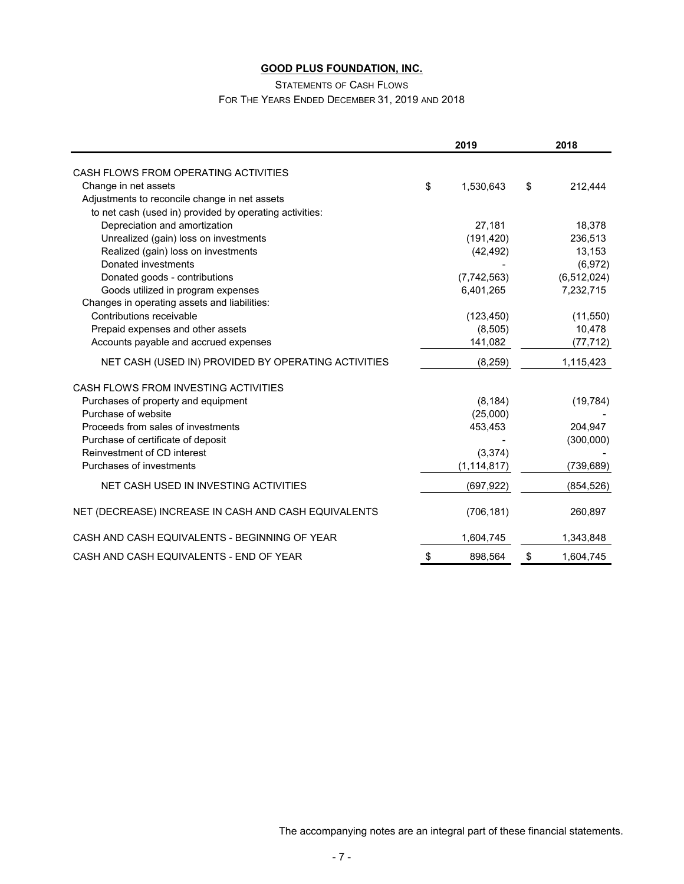**GOOD PLUS FOUNDATION, INC.**

STATEMENTS OF CASH FLOWS

FOR THE YEARS ENDED DECEMBER 31, 2019 AND 2018

| | 2019 | 2018 |
|---|---|---|
| CASH FLOWS FROM OPERATING ACTIVITIES | | |
| Change in net assets | $ 1,530,643 | $ 212,444 |
| Adjustments to reconcile change in net assets | | |
| to net cash (used in) provided by operating activities: | | |
| Depreciation and amortization | 27,181 | 18,378 |
| Unrealized (gain) loss on investments | (191,420) | 236,513 |
| Realized (gain) loss on investments | (42,492) | 13,153 |
| Donated investments | - | (6,972) |
| Donated goods - contributions | (7,742,563) | (6,512,024) |
| Goods utilized in program expenses | 6,401,265 | 7,232,715 |
| Changes in operating assets and liabilities: | | |
| Contributions receivable | (123,450) | (11,550) |
| Prepaid expenses and other assets | (8,505) | 10,478 |
| Accounts payable and accrued expenses | 141,082 | (77,712) |
| NET CASH (USED IN) PROVIDED BY OPERATING ACTIVITIES | (8,259) | 1,115,423 |
| CASH FLOWS FROM INVESTING ACTIVITIES | | |
| Purchases of property and equipment | (8,184) | (19,784) |
| Purchase of website | (25,000) | - |
| Proceeds from sales of investments | 453,453 | 204,947 |
| Purchase of certificate of deposit | - | (300,000) |
| Reinvestment of CD interest | (3,374) | - |
| Purchases of investments | (1,114,817) | (739,689) |
| NET CASH USED IN INVESTING ACTIVITIES | (697,922) | (854,526) |
| NET (DECREASE) INCREASE IN CASH AND CASH EQUIVALENTS | (706,181) | 260,897 |
| CASH AND CASH EQUIVALENTS - BEGINNING OF YEAR | 1,604,745 | 1,343,848 |
| CASH AND CASH EQUIVALENTS - END OF YEAR | $ 898,564 | $ 1,604,745 |

The accompanying notes are an integral part of these financial statements.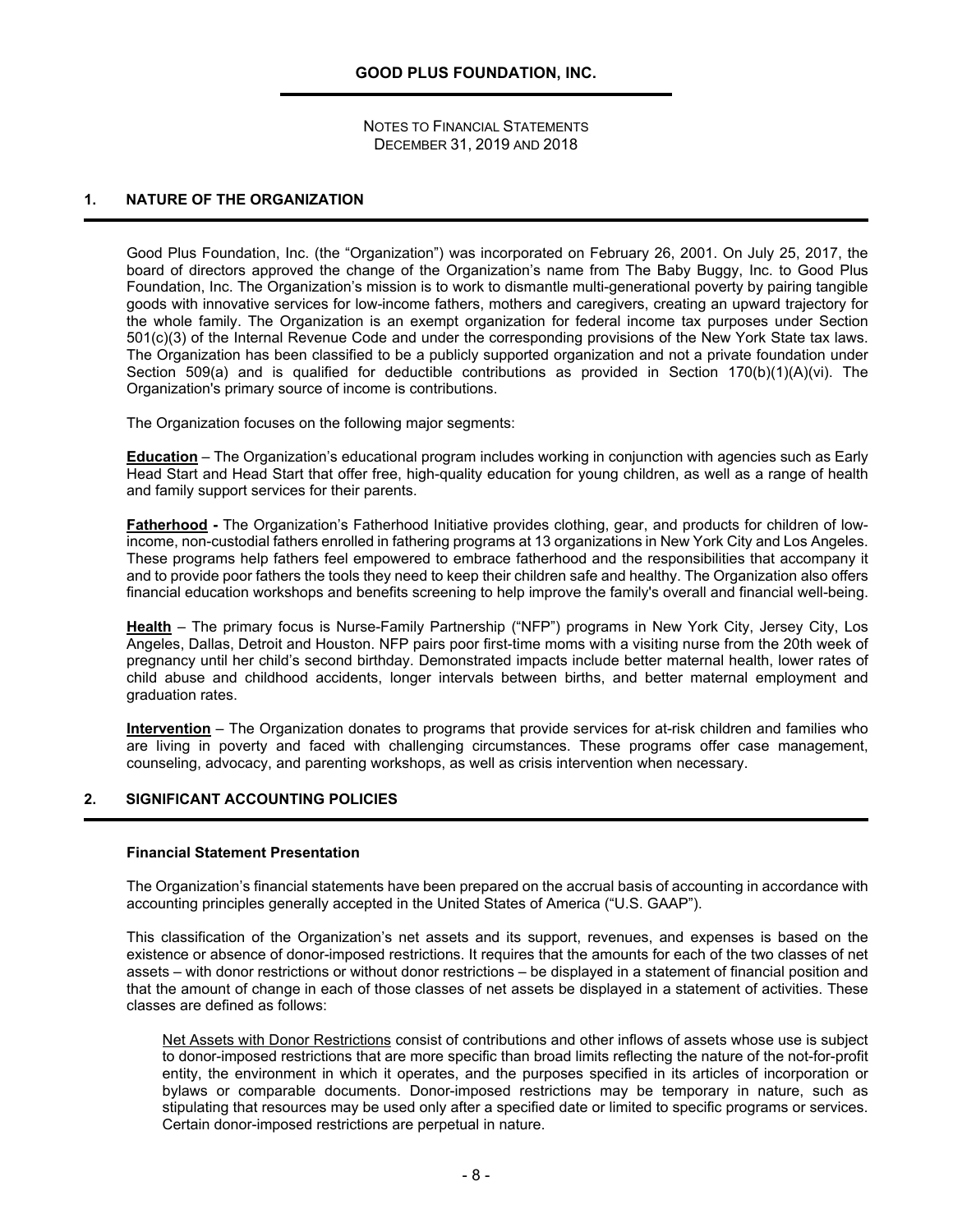# GOOD PLUS FOUNDATION, INC.

NOTES TO FINANCIAL STATEMENTS
DECEMBER 31, 2019 AND 2018

## 1. NATURE OF THE ORGANIZATION

Good Plus Foundation, Inc. (the "Organization") was incorporated on February 26, 2001. On July 25, 2017, the board of directors approved the change of the Organization's name from The Baby Buggy, Inc. to Good Plus Foundation, Inc. The Organization's mission is to work to dismantle multi-generational poverty by pairing tangible goods with innovative services for low-income fathers, mothers and caregivers, creating an upward trajectory for the whole family. The Organization is an exempt organization for federal income tax purposes under Section 501(c)(3) of the Internal Revenue Code and under the corresponding provisions of the New York State tax laws. The Organization has been classified to be a publicly supported organization and not a private foundation under Section 509(a) and is qualified for deductible contributions as provided in Section 170(b)(1)(A)(vi). The Organization's primary source of income is contributions.

The Organization focuses on the following major segments:

**Education** – The Organization's educational program includes working in conjunction with agencies such as Early Head Start and Head Start that offer free, high-quality education for young children, as well as a range of health and family support services for their parents.

**Fatherhood -** The Organization's Fatherhood Initiative provides clothing, gear, and products for children of low-income, non-custodial fathers enrolled in fathering programs at 13 organizations in New York City and Los Angeles. These programs help fathers feel empowered to embrace fatherhood and the responsibilities that accompany it and to provide poor fathers the tools they need to keep their children safe and healthy. The Organization also offers financial education workshops and benefits screening to help improve the family's overall and financial well-being.

**Health** – The primary focus is Nurse-Family Partnership ("NFP") programs in New York City, Jersey City, Los Angeles, Dallas, Detroit and Houston. NFP pairs poor first-time moms with a visiting nurse from the 20th week of pregnancy until her child's second birthday. Demonstrated impacts include better maternal health, lower rates of child abuse and childhood accidents, longer intervals between births, and better maternal employment and graduation rates.

**Intervention** – The Organization donates to programs that provide services for at-risk children and families who are living in poverty and faced with challenging circumstances. These programs offer case management, counseling, advocacy, and parenting workshops, as well as crisis intervention when necessary.

## 2. SIGNIFICANT ACCOUNTING POLICIES

### Financial Statement Presentation

The Organization's financial statements have been prepared on the accrual basis of accounting in accordance with accounting principles generally accepted in the United States of America ("U.S. GAAP").

This classification of the Organization's net assets and its support, revenues, and expenses is based on the existence or absence of donor-imposed restrictions. It requires that the amounts for each of the two classes of net assets – with donor restrictions or without donor restrictions – be displayed in a statement of financial position and that the amount of change in each of those classes of net assets be displayed in a statement of activities. These classes are defined as follows:

Net Assets with Donor Restrictions consist of contributions and other inflows of assets whose use is subject to donor-imposed restrictions that are more specific than broad limits reflecting the nature of the not-for-profit entity, the environment in which it operates, and the purposes specified in its articles of incorporation or bylaws or comparable documents. Donor-imposed restrictions may be temporary in nature, such as stipulating that resources may be used only after a specified date or limited to specific programs or services. Certain donor-imposed restrictions are perpetual in nature.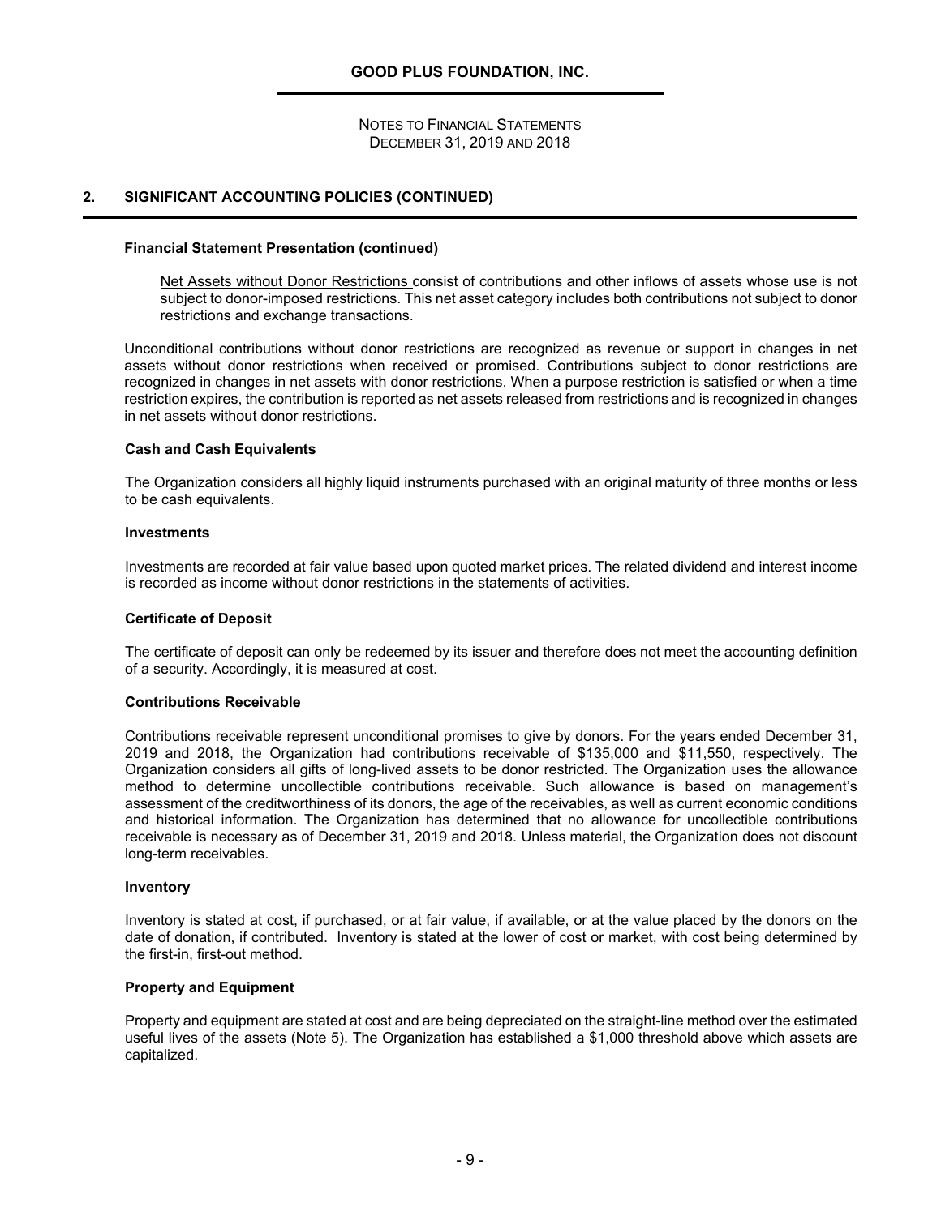# GOOD PLUS FOUNDATION, INC.

NOTES TO FINANCIAL STATEMENTS
DECEMBER 31, 2019 AND 2018

## 2. SIGNIFICANT ACCOUNTING POLICIES (CONTINUED)

### Financial Statement Presentation (continued)

Net Assets without Donor Restrictions consist of contributions and other inflows of assets whose use is not subject to donor-imposed restrictions. This net asset category includes both contributions not subject to donor restrictions and exchange transactions.

Unconditional contributions without donor restrictions are recognized as revenue or support in changes in net assets without donor restrictions when received or promised. Contributions subject to donor restrictions are recognized in changes in net assets with donor restrictions. When a purpose restriction is satisfied or when a time restriction expires, the contribution is reported as net assets released from restrictions and is recognized in changes in net assets without donor restrictions.

### Cash and Cash Equivalents

The Organization considers all highly liquid instruments purchased with an original maturity of three months or less to be cash equivalents.

### Investments

Investments are recorded at fair value based upon quoted market prices. The related dividend and interest income is recorded as income without donor restrictions in the statements of activities.

### Certificate of Deposit

The certificate of deposit can only be redeemed by its issuer and therefore does not meet the accounting definition of a security. Accordingly, it is measured at cost.

### Contributions Receivable

Contributions receivable represent unconditional promises to give by donors. For the years ended December 31, 2019 and 2018, the Organization had contributions receivable of $135,000 and $11,550, respectively. The Organization considers all gifts of long-lived assets to be donor restricted. The Organization uses the allowance method to determine uncollectible contributions receivable. Such allowance is based on management's assessment of the creditworthiness of its donors, the age of the receivables, as well as current economic conditions and historical information. The Organization has determined that no allowance for uncollectible contributions receivable is necessary as of December 31, 2019 and 2018. Unless material, the Organization does not discount long-term receivables.

### Inventory

Inventory is stated at cost, if purchased, or at fair value, if available, or at the value placed by the donors on the date of donation, if contributed. Inventory is stated at the lower of cost or market, with cost being determined by the first-in, first-out method.

### Property and Equipment

Property and equipment are stated at cost and are being depreciated on the straight-line method over the estimated useful lives of the assets (Note 5). The Organization has established a $1,000 threshold above which assets are capitalized.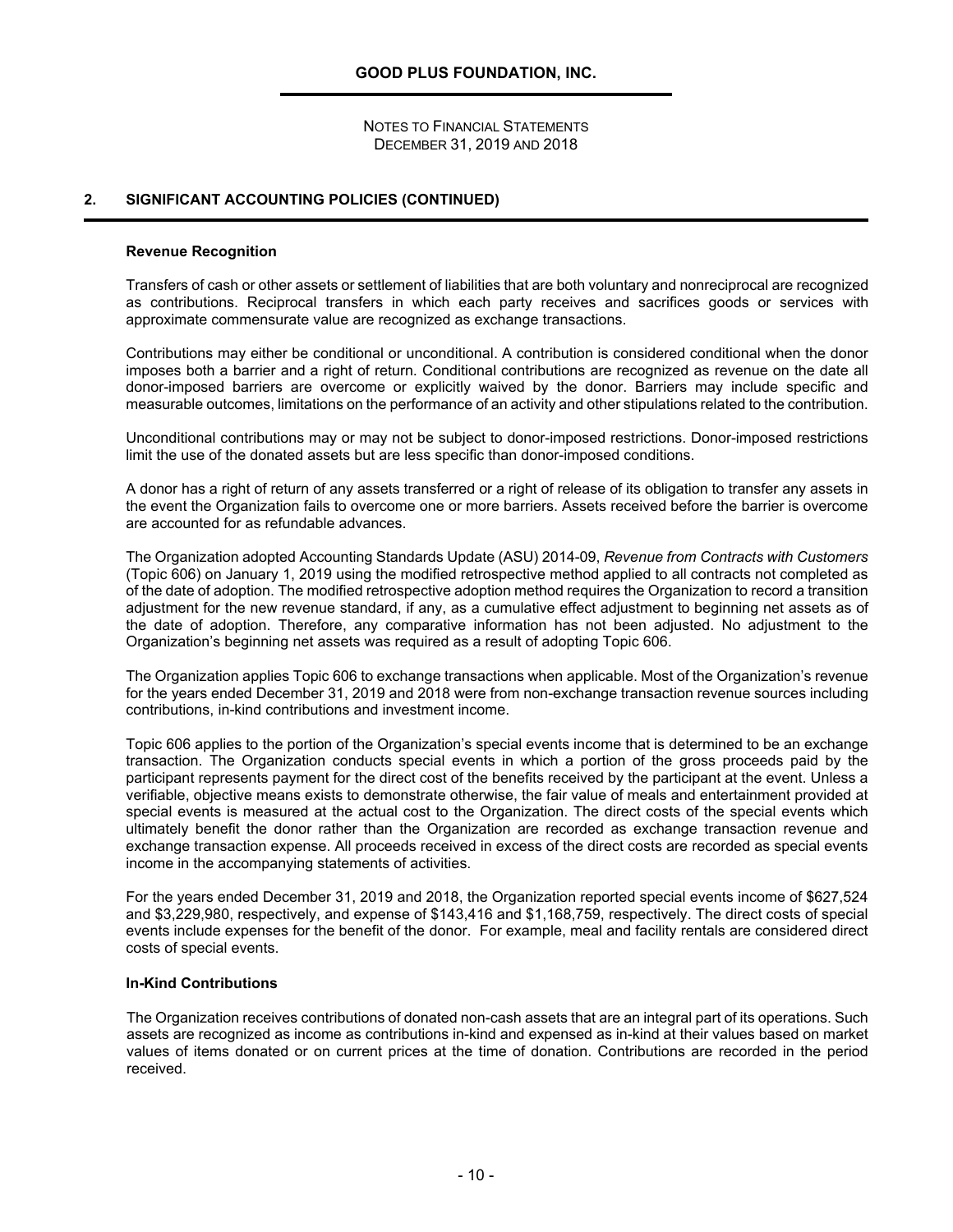## 2. SIGNIFICANT ACCOUNTING POLICIES (CONTINUED)

### Revenue Recognition

Transfers of cash or other assets or settlement of liabilities that are both voluntary and nonreciprocal are recognized as contributions. Reciprocal transfers in which each party receives and sacrifices goods or services with approximate commensurate value are recognized as exchange transactions.

Contributions may either be conditional or unconditional. A contribution is considered conditional when the donor imposes both a barrier and a right of return. Conditional contributions are recognized as revenue on the date all donor-imposed barriers are overcome or explicitly waived by the donor. Barriers may include specific and measurable outcomes, limitations on the performance of an activity and other stipulations related to the contribution.

Unconditional contributions may or may not be subject to donor-imposed restrictions. Donor-imposed restrictions limit the use of the donated assets but are less specific than donor-imposed conditions.

A donor has a right of return of any assets transferred or a right of release of its obligation to transfer any assets in the event the Organization fails to overcome one or more barriers. Assets received before the barrier is overcome are accounted for as refundable advances.

The Organization adopted Accounting Standards Update (ASU) 2014-09, *Revenue from Contracts with Customers* (Topic 606) on January 1, 2019 using the modified retrospective method applied to all contracts not completed as of the date of adoption. The modified retrospective adoption method requires the Organization to record a transition adjustment for the new revenue standard, if any, as a cumulative effect adjustment to beginning net assets as of the date of adoption. Therefore, any comparative information has not been adjusted. No adjustment to the Organization's beginning net assets was required as a result of adopting Topic 606.

The Organization applies Topic 606 to exchange transactions when applicable. Most of the Organization's revenue for the years ended December 31, 2019 and 2018 were from non-exchange transaction revenue sources including contributions, in-kind contributions and investment income.

Topic 606 applies to the portion of the Organization's special events income that is determined to be an exchange transaction. The Organization conducts special events in which a portion of the gross proceeds paid by the participant represents payment for the direct cost of the benefits received by the participant at the event. Unless a verifiable, objective means exists to demonstrate otherwise, the fair value of meals and entertainment provided at special events is measured at the actual cost to the Organization. The direct costs of the special events which ultimately benefit the donor rather than the Organization are recorded as exchange transaction revenue and exchange transaction expense. All proceeds received in excess of the direct costs are recorded as special events income in the accompanying statements of activities.

For the years ended December 31, 2019 and 2018, the Organization reported special events income of $627,524 and $3,229,980, respectively, and expense of $143,416 and $1,168,759, respectively. The direct costs of special events include expenses for the benefit of the donor. For example, meal and facility rentals are considered direct costs of special events.

### In-Kind Contributions

The Organization receives contributions of donated non-cash assets that are an integral part of its operations. Such assets are recognized as income as contributions in-kind and expensed as in-kind at their values based on market values of items donated or on current prices at the time of donation. Contributions are recorded in the period received.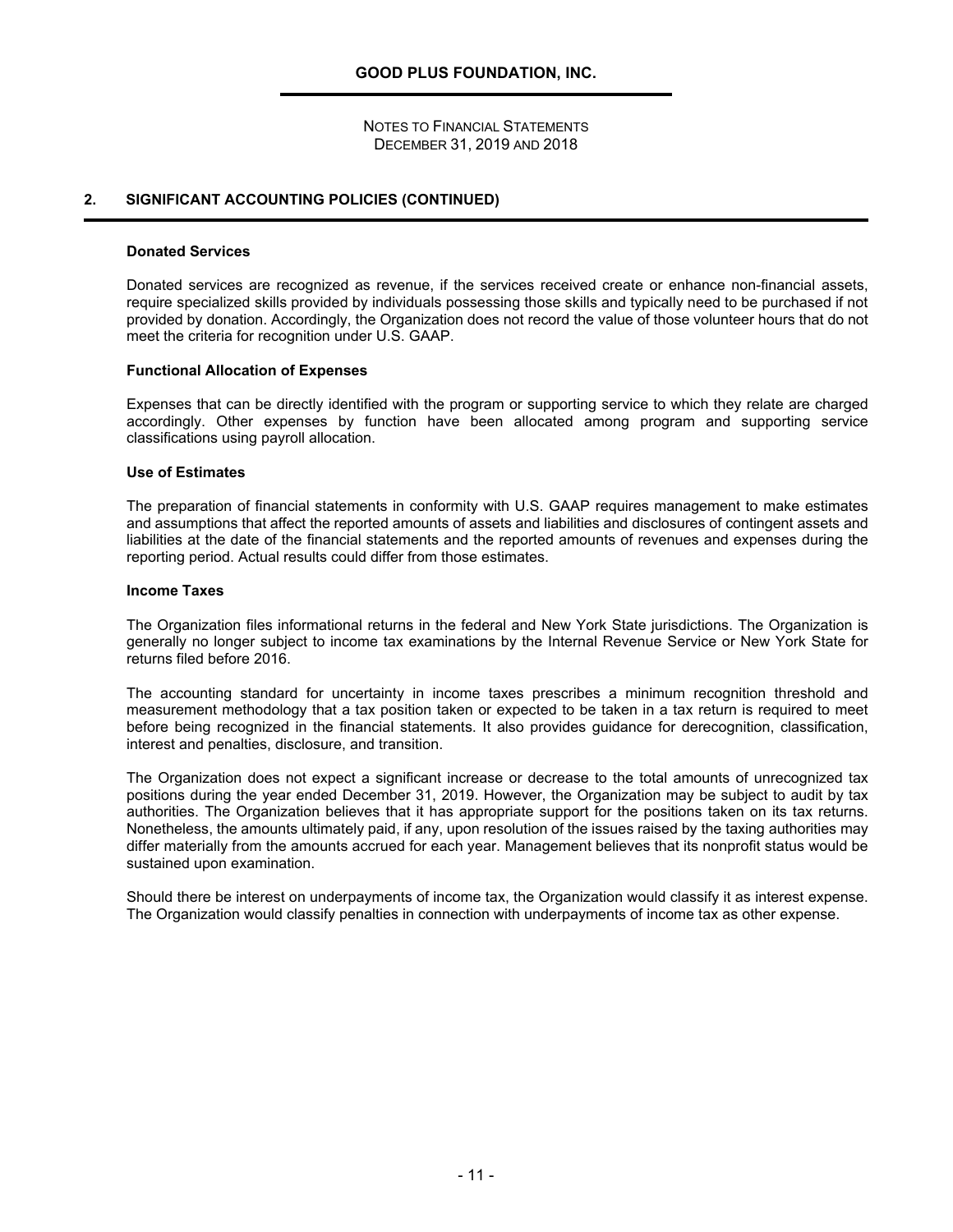## 2. SIGNIFICANT ACCOUNTING POLICIES (CONTINUED)

### Donated Services

Donated services are recognized as revenue, if the services received create or enhance non-financial assets, require specialized skills provided by individuals possessing those skills and typically need to be purchased if not provided by donation. Accordingly, the Organization does not record the value of those volunteer hours that do not meet the criteria for recognition under U.S. GAAP.

### Functional Allocation of Expenses

Expenses that can be directly identified with the program or supporting service to which they relate are charged accordingly. Other expenses by function have been allocated among program and supporting service classifications using payroll allocation.

### Use of Estimates

The preparation of financial statements in conformity with U.S. GAAP requires management to make estimates and assumptions that affect the reported amounts of assets and liabilities and disclosures of contingent assets and liabilities at the date of the financial statements and the reported amounts of revenues and expenses during the reporting period. Actual results could differ from those estimates.

### Income Taxes

The Organization files informational returns in the federal and New York State jurisdictions. The Organization is generally no longer subject to income tax examinations by the Internal Revenue Service or New York State for returns filed before 2016.

The accounting standard for uncertainty in income taxes prescribes a minimum recognition threshold and measurement methodology that a tax position taken or expected to be taken in a tax return is required to meet before being recognized in the financial statements. It also provides guidance for derecognition, classification, interest and penalties, disclosure, and transition.

The Organization does not expect a significant increase or decrease to the total amounts of unrecognized tax positions during the year ended December 31, 2019. However, the Organization may be subject to audit by tax authorities. The Organization believes that it has appropriate support for the positions taken on its tax returns. Nonetheless, the amounts ultimately paid, if any, upon resolution of the issues raised by the taxing authorities may differ materially from the amounts accrued for each year. Management believes that its nonprofit status would be sustained upon examination.

Should there be interest on underpayments of income tax, the Organization would classify it as interest expense. The Organization would classify penalties in connection with underpayments of income tax as other expense.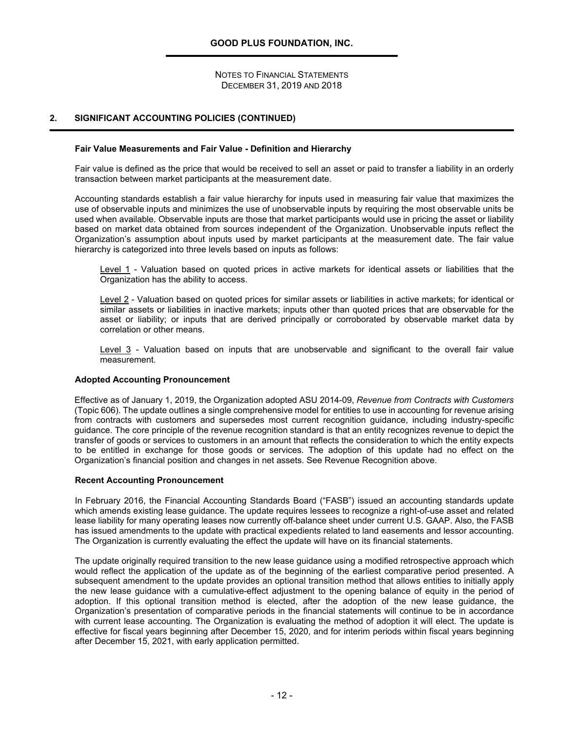## 2. SIGNIFICANT ACCOUNTING POLICIES (CONTINUED)

### Fair Value Measurements and Fair Value - Definition and Hierarchy

Fair value is defined as the price that would be received to sell an asset or paid to transfer a liability in an orderly transaction between market participants at the measurement date.

Accounting standards establish a fair value hierarchy for inputs used in measuring fair value that maximizes the use of observable inputs and minimizes the use of unobservable inputs by requiring the most observable units be used when available. Observable inputs are those that market participants would use in pricing the asset or liability based on market data obtained from sources independent of the Organization. Unobservable inputs reflect the Organization's assumption about inputs used by market participants at the measurement date. The fair value hierarchy is categorized into three levels based on inputs as follows:

Level 1 - Valuation based on quoted prices in active markets for identical assets or liabilities that the Organization has the ability to access.

Level 2 - Valuation based on quoted prices for similar assets or liabilities in active markets; for identical or similar assets or liabilities in inactive markets; inputs other than quoted prices that are observable for the asset or liability; or inputs that are derived principally or corroborated by observable market data by correlation or other means.

Level 3 - Valuation based on inputs that are unobservable and significant to the overall fair value measurement.

### Adopted Accounting Pronouncement

Effective as of January 1, 2019, the Organization adopted ASU 2014-09, *Revenue from Contracts with Customers* (Topic 606). The update outlines a single comprehensive model for entities to use in accounting for revenue arising from contracts with customers and supersedes most current recognition guidance, including industry-specific guidance. The core principle of the revenue recognition standard is that an entity recognizes revenue to depict the transfer of goods or services to customers in an amount that reflects the consideration to which the entity expects to be entitled in exchange for those goods or services. The adoption of this update had no effect on the Organization's financial position and changes in net assets. See Revenue Recognition above.

### Recent Accounting Pronouncement

In February 2016, the Financial Accounting Standards Board ("FASB") issued an accounting standards update which amends existing lease guidance. The update requires lessees to recognize a right-of-use asset and related lease liability for many operating leases now currently off-balance sheet under current U.S. GAAP. Also, the FASB has issued amendments to the update with practical expedients related to land easements and lessor accounting. The Organization is currently evaluating the effect the update will have on its financial statements.

The update originally required transition to the new lease guidance using a modified retrospective approach which would reflect the application of the update as of the beginning of the earliest comparative period presented. A subsequent amendment to the update provides an optional transition method that allows entities to initially apply the new lease guidance with a cumulative-effect adjustment to the opening balance of equity in the period of adoption. If this optional transition method is elected, after the adoption of the new lease guidance, the Organization's presentation of comparative periods in the financial statements will continue to be in accordance with current lease accounting. The Organization is evaluating the method of adoption it will elect. The update is effective for fiscal years beginning after December 15, 2020, and for interim periods within fiscal years beginning after December 15, 2021, with early application permitted.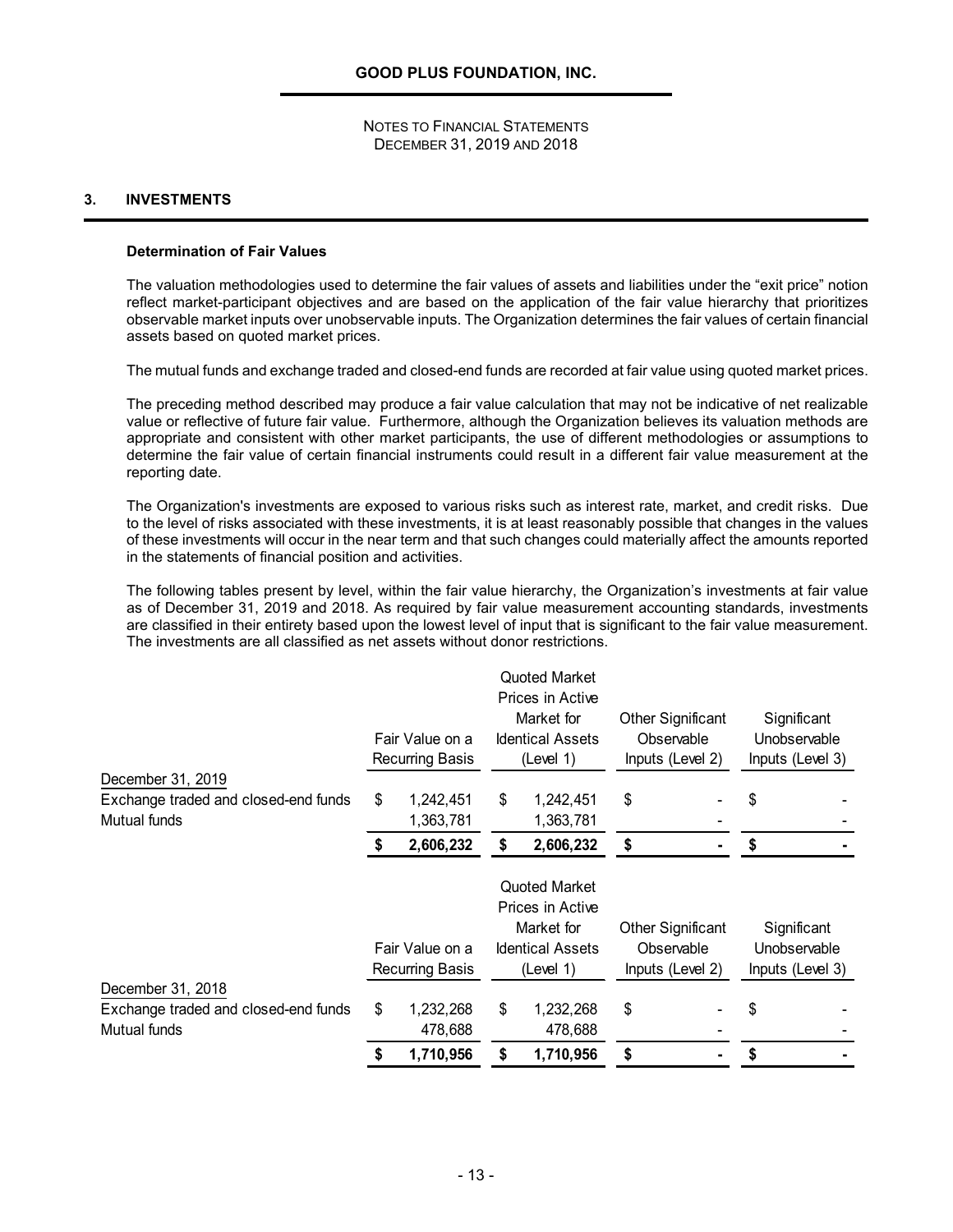## 3. INVESTMENTS

### Determination of Fair Values

The valuation methodologies used to determine the fair values of assets and liabilities under the "exit price" notion reflect market-participant objectives and are based on the application of the fair value hierarchy that prioritizes observable market inputs over unobservable inputs. The Organization determines the fair values of certain financial assets based on quoted market prices.

The mutual funds and exchange traded and closed-end funds are recorded at fair value using quoted market prices.

The preceding method described may produce a fair value calculation that may not be indicative of net realizable value or reflective of future fair value. Furthermore, although the Organization believes its valuation methods are appropriate and consistent with other market participants, the use of different methodologies or assumptions to determine the fair value of certain financial instruments could result in a different fair value measurement at the reporting date.

The Organization's investments are exposed to various risks such as interest rate, market, and credit risks. Due to the level of risks associated with these investments, it is at least reasonably possible that changes in the values of these investments will occur in the near term and that such changes could materially affect the amounts reported in the statements of financial position and activities.

The following tables present by level, within the fair value hierarchy, the Organization's investments at fair value as of December 31, 2019 and 2018. As required by fair value measurement accounting standards, investments are classified in their entirety based upon the lowest level of input that is significant to the fair value measurement. The investments are all classified as net assets without donor restrictions.

| | Fair Value on a Recurring Basis | Quoted Market Prices in Active Market for Identical Assets (Level 1) | Other Significant Observable Inputs (Level 2) | Significant Unobservable Inputs (Level 3) |
|---|---|---|---|---|
| December 31, 2019 | | | | |
| Exchange traded and closed-end funds | $ 1,242,451 | $ 1,242,451 | $ - | $ - |
| Mutual funds | 1,363,781 | 1,363,781 | - | - |
| | **$ 2,606,232** | **$ 2,606,232** | **$ -** | **$ -** |

| | Fair Value on a Recurring Basis | Quoted Market Prices in Active Market for Identical Assets (Level 1) | Other Significant Observable Inputs (Level 2) | Significant Unobservable Inputs (Level 3) |
|---|---|---|---|---|
| December 31, 2018 | | | | |
| Exchange traded and closed-end funds | $ 1,232,268 | $ 1,232,268 | $ - | $ - |
| Mutual funds | 478,688 | 478,688 | - | - |
| | **$ 1,710,956** | **$ 1,710,956** | **$ -** | **$ -** |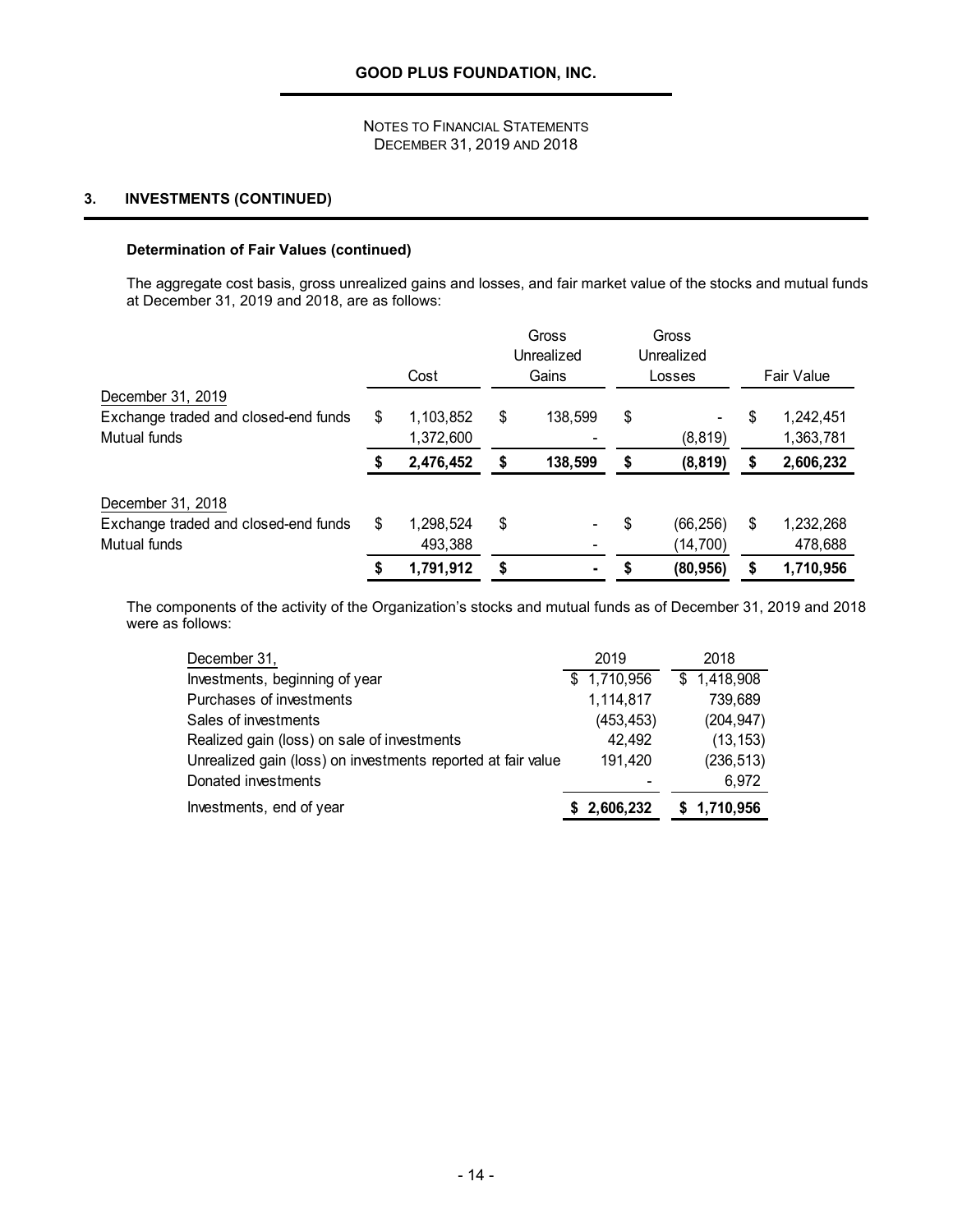### 3. INVESTMENTS (CONTINUED)

**Determination of Fair Values (continued)**

The aggregate cost basis, gross unrealized gains and losses, and fair market value of the stocks and mutual funds at December 31, 2019 and 2018, are as follows:

| | Cost | Gross Unrealized Gains | Gross Unrealized Losses | Fair Value |
|---|---|---|---|---|
| December 31, 2019 | | | | |
| Exchange traded and closed-end funds | $ 1,103,852 | $ 138,599 | $ - | $ 1,242,451 |
| Mutual funds | 1,372,600 | - | (8,819) | 1,363,781 |
| | **$ 2,476,452** | **$ 138,599** | **$ (8,819)** | **$ 2,606,232** |
| December 31, 2018 | | | | |
| Exchange traded and closed-end funds | $ 1,298,524 | $ - | $ (66,256) | $ 1,232,268 |
| Mutual funds | 493,388 | - | (14,700) | 478,688 |
| | **$ 1,791,912** | **$ -** | **$ (80,956)** | **$ 1,710,956** |

The components of the activity of the Organization's stocks and mutual funds as of December 31, 2019 and 2018 were as follows:

| December 31, | 2019 | 2018 |
|---|---|---|
| Investments, beginning of year | $ 1,710,956 | $ 1,418,908 |
| Purchases of investments | 1,114,817 | 739,689 |
| Sales of investments | (453,453) | (204,947) |
| Realized gain (loss) on sale of investments | 42,492 | (13,153) |
| Unrealized gain (loss) on investments reported at fair value | 191,420 | (236,513) |
| Donated investments | - | 6,972 |
| Investments, end of year | **$ 2,606,232** | **$ 1,710,956** |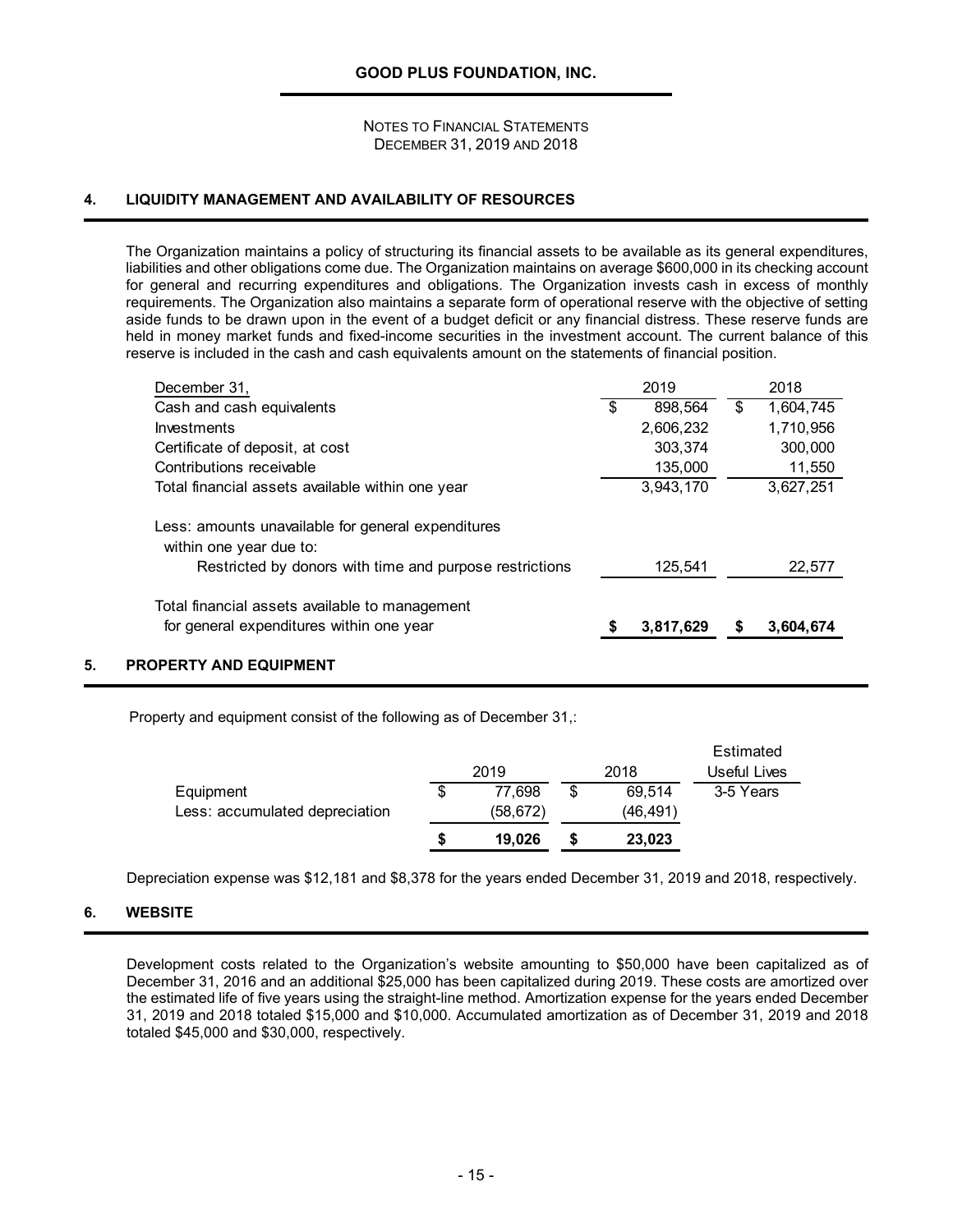# GOOD PLUS FOUNDATION, INC.

NOTES TO FINANCIAL STATEMENTS
DECEMBER 31, 2019 AND 2018

## 4. LIQUIDITY MANAGEMENT AND AVAILABILITY OF RESOURCES

The Organization maintains a policy of structuring its financial assets to be available as its general expenditures, liabilities and other obligations come due. The Organization maintains on average $600,000 in its checking account for general and recurring expenditures and obligations. The Organization invests cash in excess of monthly requirements. The Organization also maintains a separate form of operational reserve with the objective of setting aside funds to be drawn upon in the event of a budget deficit or any financial distress. These reserve funds are held in money market funds and fixed-income securities in the investment account. The current balance of this reserve is included in the cash and cash equivalents amount on the statements of financial position.

| December 31, | 2019 | 2018 |
|---|---|---|
| Cash and cash equivalents | $ 898,564 | $ 1,604,745 |
| Investments | 2,606,232 | 1,710,956 |
| Certificate of deposit, at cost | 303,374 | 300,000 |
| Contributions receivable | 135,000 | 11,550 |
| Total financial assets available within one year | 3,943,170 | 3,627,251 |
| Less: amounts unavailable for general expenditures within one year due to: | | |
| Restricted by donors with time and purpose restrictions | 125,541 | 22,577 |
| Total financial assets available to management for general expenditures within one year | **$ 3,817,629** | **$ 3,604,674** |

## 5. PROPERTY AND EQUIPMENT

Property and equipment consist of the following as of December 31,:

| | 2019 | 2018 | Estimated Useful Lives |
|---|---|---|---|
| Equipment | $ 77,698 | $ 69,514 | 3-5 Years |
| Less: accumulated depreciation | (58,672) | (46,491) | |
| | **$ 19,026** | **$ 23,023** | |

Depreciation expense was $12,181 and $8,378 for the years ended December 31, 2019 and 2018, respectively.

## 6. WEBSITE

Development costs related to the Organization's website amounting to $50,000 have been capitalized as of December 31, 2016 and an additional $25,000 has been capitalized during 2019. These costs are amortized over the estimated life of five years using the straight-line method. Amortization expense for the years ended December 31, 2019 and 2018 totaled $15,000 and $10,000. Accumulated amortization as of December 31, 2019 and 2018 totaled $45,000 and $30,000, respectively.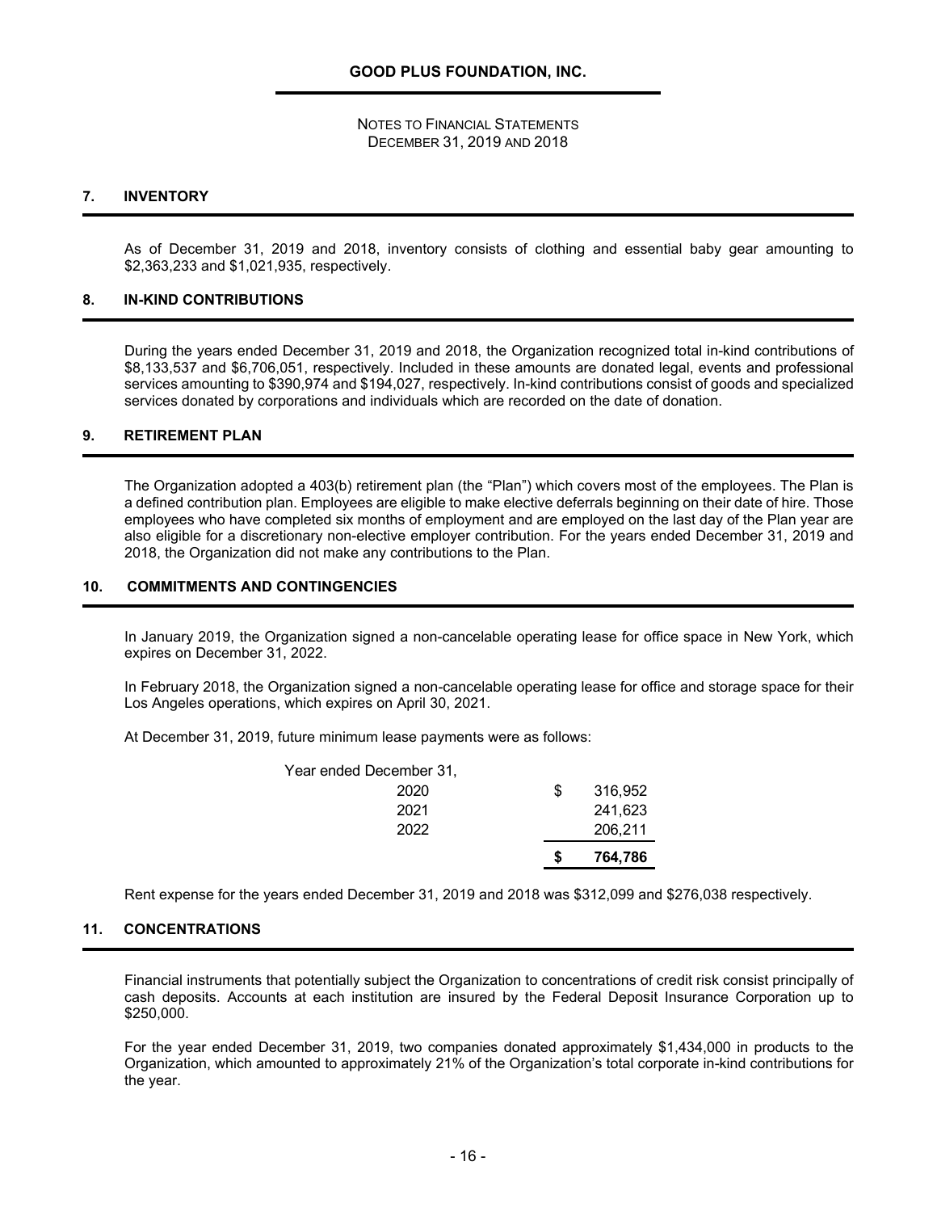GOOD PLUS FOUNDATION, INC.

NOTES TO FINANCIAL STATEMENTS
DECEMBER 31, 2019 AND 2018

## 7. INVENTORY

As of December 31, 2019 and 2018, inventory consists of clothing and essential baby gear amounting to $2,363,233 and $1,021,935, respectively.

## 8. IN-KIND CONTRIBUTIONS

During the years ended December 31, 2019 and 2018, the Organization recognized total in-kind contributions of $8,133,537 and $6,706,051, respectively. Included in these amounts are donated legal, events and professional services amounting to $390,974 and $194,027, respectively. In-kind contributions consist of goods and specialized services donated by corporations and individuals which are recorded on the date of donation.

## 9. RETIREMENT PLAN

The Organization adopted a 403(b) retirement plan (the "Plan") which covers most of the employees. The Plan is a defined contribution plan. Employees are eligible to make elective deferrals beginning on their date of hire. Those employees who have completed six months of employment and are employed on the last day of the Plan year are also eligible for a discretionary non-elective employer contribution. For the years ended December 31, 2019 and 2018, the Organization did not make any contributions to the Plan.

## 10. COMMITMENTS AND CONTINGENCIES

In January 2019, the Organization signed a non-cancelable operating lease for office space in New York, which expires on December 31, 2022.

In February 2018, the Organization signed a non-cancelable operating lease for office and storage space for their Los Angeles operations, which expires on April 30, 2021.

At December 31, 2019, future minimum lease payments were as follows:

| Year ended December 31, | |
|---|---|
| 2020 | $ 316,952 |
| 2021 | 241,623 |
| 2022 | 206,211 |
| | **$ 764,786** |

Rent expense for the years ended December 31, 2019 and 2018 was $312,099 and $276,038 respectively.

## 11. CONCENTRATIONS

Financial instruments that potentially subject the Organization to concentrations of credit risk consist principally of cash deposits. Accounts at each institution are insured by the Federal Deposit Insurance Corporation up to $250,000.

For the year ended December 31, 2019, two companies donated approximately $1,434,000 in products to the Organization, which amounted to approximately 21% of the Organization's total corporate in-kind contributions for the year.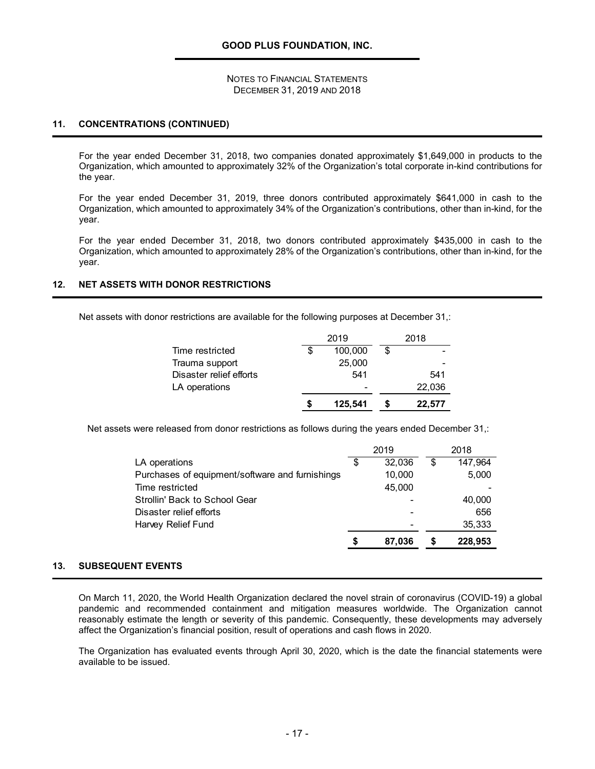# GOOD PLUS FOUNDATION, INC.

NOTES TO FINANCIAL STATEMENTS
DECEMBER 31, 2019 AND 2018

## 11. CONCENTRATIONS (CONTINUED)

For the year ended December 31, 2018, two companies donated approximately $1,649,000 in products to the Organization, which amounted to approximately 32% of the Organization's total corporate in-kind contributions for the year.

For the year ended December 31, 2019, three donors contributed approximately $641,000 in cash to the Organization, which amounted to approximately 34% of the Organization's contributions, other than in-kind, for the year.

For the year ended December 31, 2018, two donors contributed approximately $435,000 in cash to the Organization, which amounted to approximately 28% of the Organization's contributions, other than in-kind, for the year.

## 12. NET ASSETS WITH DONOR RESTRICTIONS

Net assets with donor restrictions are available for the following purposes at December 31,:

| | 2019 | 2018 |
|---|---|---|
| Time restricted | $ 100,000 | $ - |
| Trauma support | 25,000 | - |
| Disaster relief efforts | 541 | 541 |
| LA operations | - | 22,036 |
| | **$ 125,541** | **$ 22,577** |

Net assets were released from donor restrictions as follows during the years ended December 31,:

| | 2019 | 2018 |
|---|---|---|
| LA operations | $ 32,036 | $ 147,964 |
| Purchases of equipment/software and furnishings | 10,000 | 5,000 |
| Time restricted | 45,000 | - |
| Strollin' Back to School Gear | - | 40,000 |
| Disaster relief efforts | - | 656 |
| Harvey Relief Fund | - | 35,333 |
| | **$ 87,036** | **$ 228,953** |

## 13. SUBSEQUENT EVENTS

On March 11, 2020, the World Health Organization declared the novel strain of coronavirus (COVID-19) a global pandemic and recommended containment and mitigation measures worldwide. The Organization cannot reasonably estimate the length or severity of this pandemic. Consequently, these developments may adversely affect the Organization's financial position, result of operations and cash flows in 2020.

The Organization has evaluated events through April 30, 2020, which is the date the financial statements were available to be issued.